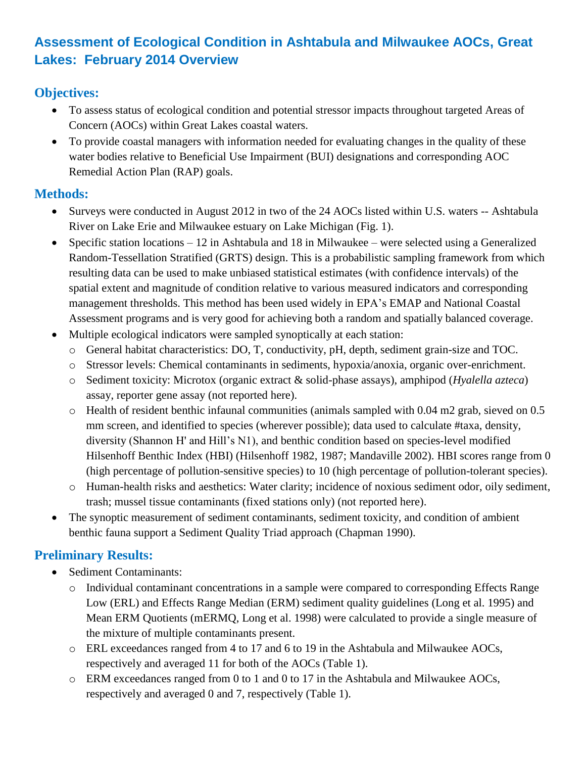# Assessment of Ecological Condition in Ashtabula and Milwaukee AOCs, Great Lakes: February 2014 Overview

## Objectives:

- To assess status of ecological condition and potential stressor impacts throughout targeted Areas of Concern (AOCs) within Great Lakes coastal waters.
- To provide coastal managers with information needed for evaluating changes in the quality of these water bodies relative to Beneficial Use Impairment (BUI) designations and corresponding AOC Remedial Action Plan (RAP) goals.

## Methods:

- Surveys were conducted in August 2012 in two of the 24 AOCs listed within U.S. waters -- Ashtabula River on Lake Erie and Milwaukee estuary on Lake Michigan (Fig. 1).
- Specific station locations – 12 in Ashtabula and 18 in Milwaukee – were selected using a Generalized Random-Tessellation Stratified (GRTS) design. This is a probabilistic sampling framework from which resulting data can be used to make unbiased statistical estimates (with confidence intervals) of the spatial extent and magnitude of condition relative to various measured indicators and corresponding management thresholds. This method has been used widely in EPA's EMAP and National Coastal Assessment programs and is very good for achieving both a random and spatially balanced coverage.
- Multiple ecological indicators were sampled synoptically at each station:
  - General habitat characteristics: DO, T, conductivity, pH, depth, sediment grain-size and TOC.
  - Stressor levels: Chemical contaminants in sediments, hypoxia/anoxia, organic over-enrichment.
  - Sediment toxicity: Microtox (organic extract & solid-phase assays), amphipod (*Hyalella azteca*) assay, reporter gene assay (not reported here).
  - Health of resident benthic infaunal communities (animals sampled with 0.04 m2 grab, sieved on 0.5 mm screen, and identified to species (wherever possible); data used to calculate #taxa, density, diversity (Shannon H' and Hill's N1), and benthic condition based on species-level modified Hilsenhoff Benthic Index (HBI) (Hilsenhoff 1982, 1987; Mandaville 2002). HBI scores range from 0 (high percentage of pollution-sensitive species) to 10 (high percentage of pollution-tolerant species).
  - Human-health risks and aesthetics: Water clarity; incidence of noxious sediment odor, oily sediment, trash; mussel tissue contaminants (fixed stations only) (not reported here).
- The synoptic measurement of sediment contaminants, sediment toxicity, and condition of ambient benthic fauna support a Sediment Quality Triad approach (Chapman 1990).

## Preliminary Results:

- Sediment Contaminants:
  - Individual contaminant concentrations in a sample were compared to corresponding Effects Range Low (ERL) and Effects Range Median (ERM) sediment quality guidelines (Long et al. 1995) and Mean ERM Quotients (mERMQ, Long et al. 1998) were calculated to provide a single measure of the mixture of multiple contaminants present.
  - ERL exceedances ranged from 4 to 17 and 6 to 19 in the Ashtabula and Milwaukee AOCs, respectively and averaged 11 for both of the AOCs (Table 1).
  - ERM exceedances ranged from 0 to 1 and 0 to 17 in the Ashtabula and Milwaukee AOCs, respectively and averaged 0 and 7, respectively (Table 1).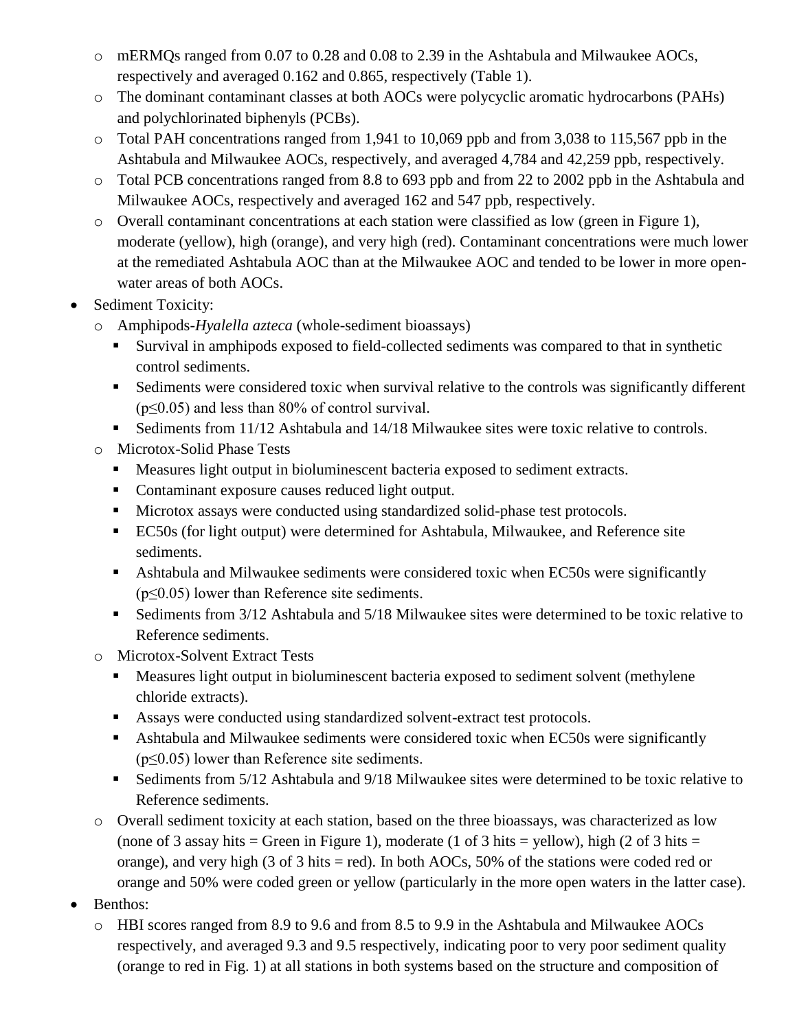- mERMQs ranged from 0.07 to 0.28 and 0.08 to 2.39 in the Ashtabula and Milwaukee AOCs, respectively and averaged 0.162 and 0.865, respectively (Table 1).
  - The dominant contaminant classes at both AOCs were polycyclic aromatic hydrocarbons (PAHs) and polychlorinated biphenyls (PCBs).
  - Total PAH concentrations ranged from 1,941 to 10,069 ppb and from 3,038 to 115,567 ppb in the Ashtabula and Milwaukee AOCs, respectively, and averaged 4,784 and 42,259 ppb, respectively.
  - Total PCB concentrations ranged from 8.8 to 693 ppb and from 22 to 2002 ppb in the Ashtabula and Milwaukee AOCs, respectively and averaged 162 and 547 ppb, respectively.
  - Overall contaminant concentrations at each station were classified as low (green in Figure 1), moderate (yellow), high (orange), and very high (red). Contaminant concentrations were much lower at the remediated Ashtabula AOC than at the Milwaukee AOC and tended to be lower in more open-water areas of both AOCs.
- Sediment Toxicity:
  - Amphipods-*Hyalella azteca* (whole-sediment bioassays)
    - Survival in amphipods exposed to field-collected sediments was compared to that in synthetic control sediments.
    - Sediments were considered toxic when survival relative to the controls was significantly different ($p \leq 0.05$) and less than 80% of control survival.
    - Sediments from 11/12 Ashtabula and 14/18 Milwaukee sites were toxic relative to controls.
  - Microtox-Solid Phase Tests
    - Measures light output in bioluminescent bacteria exposed to sediment extracts.
    - Contaminant exposure causes reduced light output.
    - Microtox assays were conducted using standardized solid-phase test protocols.
    - EC50s (for light output) were determined for Ashtabula, Milwaukee, and Reference site sediments.
    - Ashtabula and Milwaukee sediments were considered toxic when EC50s were significantly ($p \leq 0.05$) lower than Reference site sediments.
    - Sediments from 3/12 Ashtabula and 5/18 Milwaukee sites were determined to be toxic relative to Reference sediments.
  - Microtox-Solvent Extract Tests
    - Measures light output in bioluminescent bacteria exposed to sediment solvent (methylene chloride extracts).
    - Assays were conducted using standardized solvent-extract test protocols.
    - Ashtabula and Milwaukee sediments were considered toxic when EC50s were significantly ($p \leq 0.05$) lower than Reference site sediments.
    - Sediments from 5/12 Ashtabula and 9/18 Milwaukee sites were determined to be toxic relative to Reference sediments.
  - Overall sediment toxicity at each station, based on the three bioassays, was characterized as low (none of 3 assay hits = Green in Figure 1), moderate (1 of 3 hits = yellow), high (2 of 3 hits = orange), and very high (3 of 3 hits = red). In both AOCs, 50% of the stations were coded red or orange and 50% were coded green or yellow (particularly in the more open waters in the latter case).
- Benthos:
  - HBI scores ranged from 8.9 to 9.6 and from 8.5 to 9.9 in the Ashtabula and Milwaukee AOCs respectively, and averaged 9.3 and 9.5 respectively, indicating poor to very poor sediment quality (orange to red in Fig. 1) at all stations in both systems based on the structure and composition of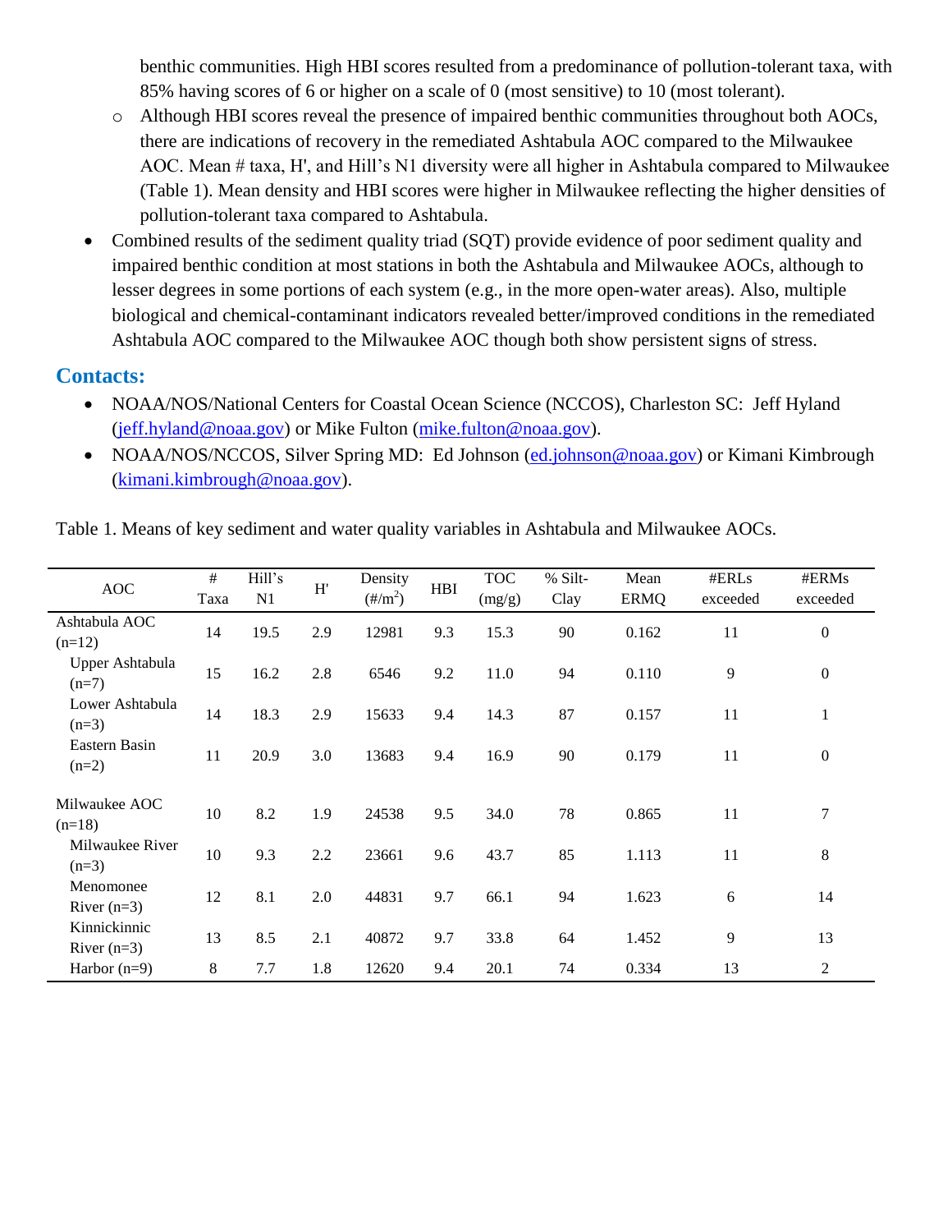benthic communities. High HBI scores resulted from a predominance of pollution-tolerant taxa, with 85% having scores of 6 or higher on a scale of 0 (most sensitive) to 10 (most tolerant).

  - Although HBI scores reveal the presence of impaired benthic communities throughout both AOCs, there are indications of recovery in the remediated Ashtabula AOC compared to the Milwaukee AOC. Mean # taxa, H', and Hill's N1 diversity were all higher in Ashtabula compared to Milwaukee (Table 1). Mean density and HBI scores were higher in Milwaukee reflecting the higher densities of pollution-tolerant taxa compared to Ashtabula.

- Combined results of the sediment quality triad (SQT) provide evidence of poor sediment quality and impaired benthic condition at most stations in both the Ashtabula and Milwaukee AOCs, although to lesser degrees in some portions of each system (e.g., in the more open-water areas). Also, multiple biological and chemical-contaminant indicators revealed better/improved conditions in the remediated Ashtabula AOC compared to the Milwaukee AOC though both show persistent signs of stress.

## Contacts:

- NOAA/NOS/National Centers for Coastal Ocean Science (NCCOS), Charleston SC: Jeff Hyland (jeff.hyland@noaa.gov) or Mike Fulton (mike.fulton@noaa.gov).
- NOAA/NOS/NCCOS, Silver Spring MD: Ed Johnson (ed.johnson@noaa.gov) or Kimani Kimbrough (kimani.kimbrough@noaa.gov).

Table 1. Means of key sediment and water quality variables in Ashtabula and Milwaukee AOCs.

| AOC | # Taxa | Hill's N1 | H' | Density (#/m$^2$) | HBI | TOC (mg/g) | % Silt-Clay | Mean ERMQ | #ERLs exceeded | #ERMs exceeded |
|---|---|---|---|---|---|---|---|---|---|---|
| Ashtabula AOC (n=12) | 14 | 19.5 | 2.9 | 12981 | 9.3 | 15.3 | 90 | 0.162 | 11 | 0 |
| Upper Ashtabula (n=7) | 15 | 16.2 | 2.8 | 6546 | 9.2 | 11.0 | 94 | 0.110 | 9 | 0 |
| Lower Ashtabula (n=3) | 14 | 18.3 | 2.9 | 15633 | 9.4 | 14.3 | 87 | 0.157 | 11 | 1 |
| Eastern Basin (n=2) | 11 | 20.9 | 3.0 | 13683 | 9.4 | 16.9 | 90 | 0.179 | 11 | 0 |
| Milwaukee AOC (n=18) | 10 | 8.2 | 1.9 | 24538 | 9.5 | 34.0 | 78 | 0.865 | 11 | 7 |
| Milwaukee River (n=3) | 10 | 9.3 | 2.2 | 23661 | 9.6 | 43.7 | 85 | 1.113 | 11 | 8 |
| Menomonee River (n=3) | 12 | 8.1 | 2.0 | 44831 | 9.7 | 66.1 | 94 | 1.623 | 6 | 14 |
| Kinnickinnic River (n=3) | 13 | 8.5 | 2.1 | 40872 | 9.7 | 33.8 | 64 | 1.452 | 9 | 13 |
| Harbor (n=9) | 8 | 7.7 | 1.8 | 12620 | 9.4 | 20.1 | 74 | 0.334 | 13 | 2 |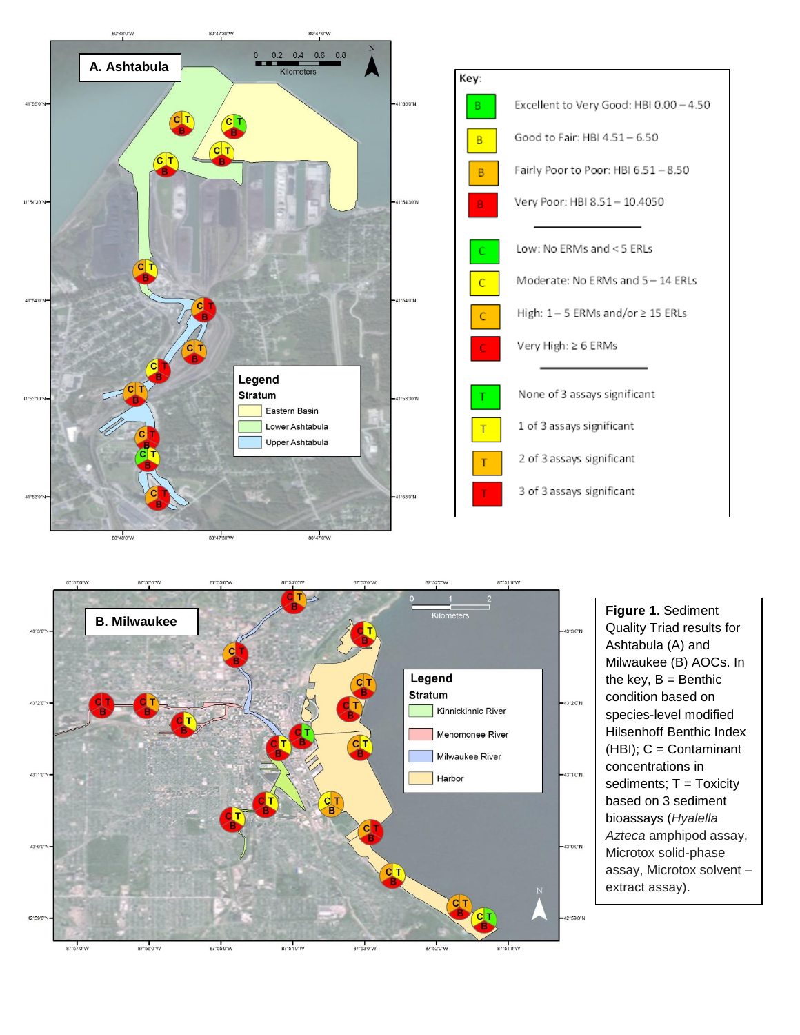A. Ashtabula

0 0.2 0.4 0.6 0.8
Kilometers

Legend
Stratum
Eastern Basin
Lower Ashtabula
Upper Ashtabula

Key:

B Excellent to Very Good: HBI 0.00 – 4.50
B Good to Fair: HBI 4.51 – 6.50
B Fairly Poor to Poor: HBI 6.51 – 8.50
B Very Poor: HBI 8.51 – 10.4050

C Low: No ERMs and < 5 ERLs
C Moderate: No ERMs and 5 – 14 ERLs
C High: 1 – 5 ERMs and/or ≥ 15 ERLs
C Very High: ≥ 6 ERMs

T None of 3 assays significant
T 1 of 3 assays significant
T 2 of 3 assays significant
T 3 of 3 assays significant

B. Milwaukee

0 1 2
Kilometers

Legend
Stratum
Kinnickinnic River
Menomonee River
Milwaukee River
Harbor

**Figure 1**. Sediment Quality Triad results for Ashtabula (A) and Milwaukee (B) AOCs. In the key, B = Benthic condition based on species-level modified Hilsenhoff Benthic Index (HBI); C = Contaminant concentrations in sediments; T = Toxicity based on 3 sediment bioassays (*Hyalella Azteca* amphipod assay, Microtox solid-phase assay, Microtox solvent – extract assay).